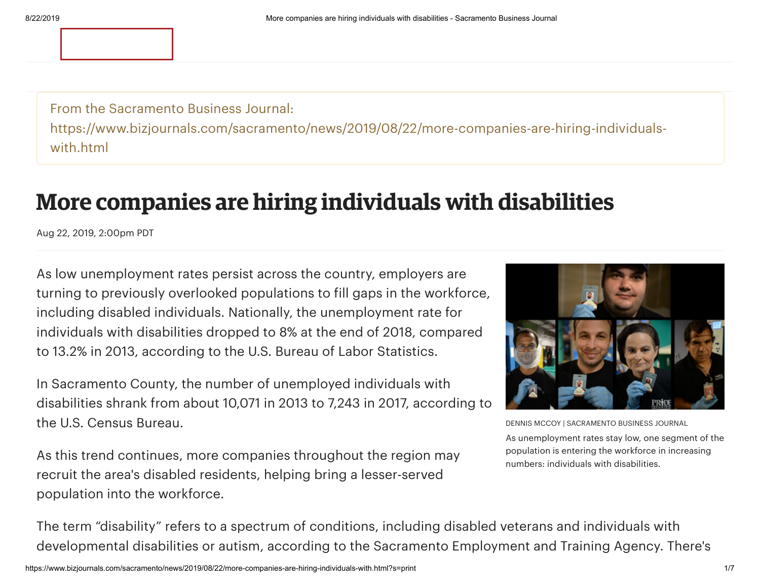From the Sacramento Business Journal:
https://www.bizjournals.com/sacramento/news/2019/08/22/more-companies-are-hiring-individuals-with.html

# More companies are hiring individuals with disabilities

Aug 22, 2019, 2:00pm PDT

As low unemployment rates persist across the country, employers are turning to previously overlooked populations to fill gaps in the workforce, including disabled individuals. Nationally, the unemployment rate for individuals with disabilities dropped to 8% at the end of 2018, compared to 13.2% in 2013, according to the U.S. Bureau of Labor Statistics.

DENNIS MCCOY | SACRAMENTO BUSINESS JOURNAL

As unemployment rates stay low, one segment of the population is entering the workforce in increasing numbers: individuals with disabilities.

In Sacramento County, the number of unemployed individuals with disabilities shrank from about 10,071 in 2013 to 7,243 in 2017, according to the U.S. Census Bureau.

As this trend continues, more companies throughout the region may recruit the area's disabled residents, helping bring a lesser-served population into the workforce.

The term "disability" refers to a spectrum of conditions, including disabled veterans and individuals with developmental disabilities or autism, according to the Sacramento Employment and Training Agency. There's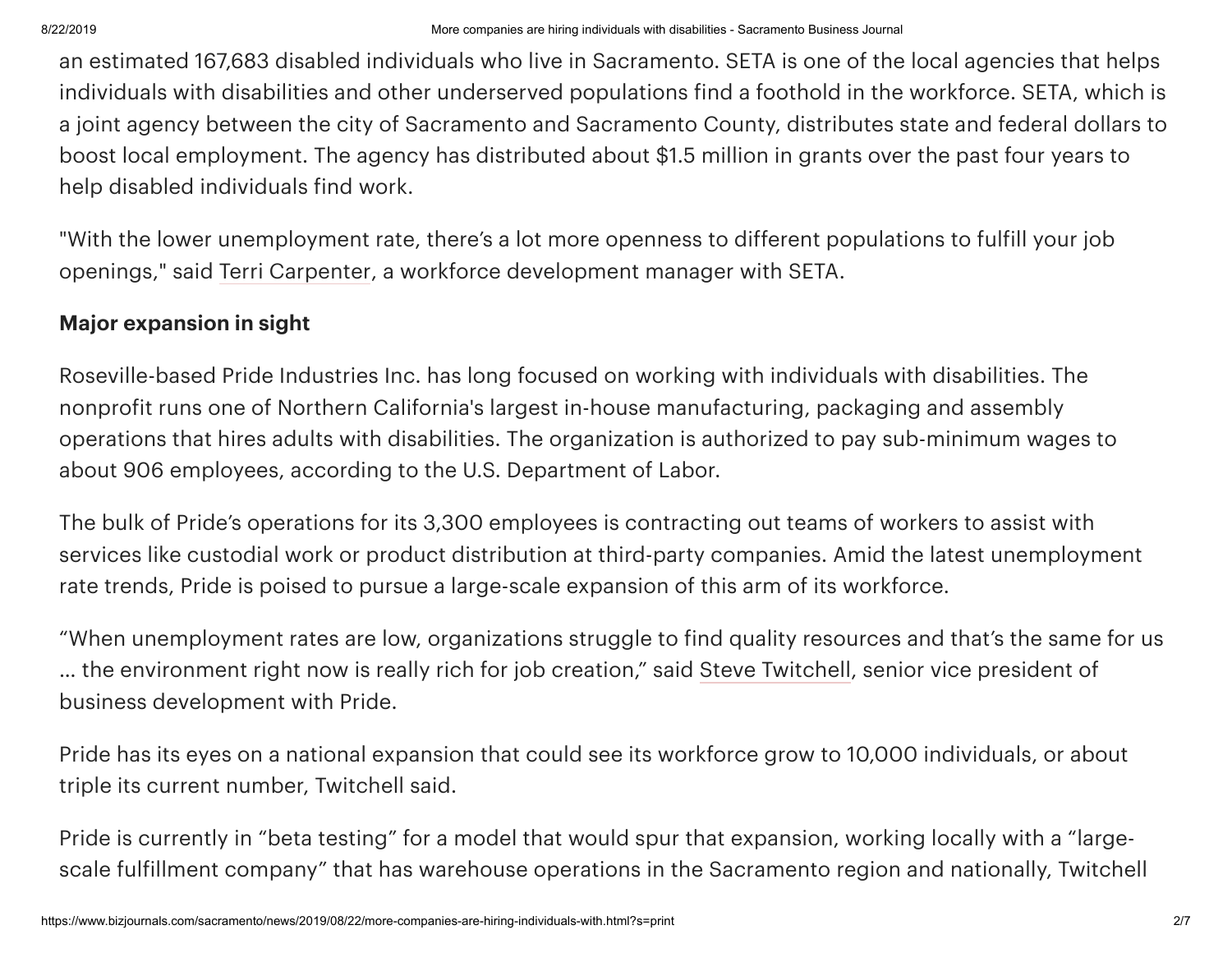an estimated 167,683 disabled individuals who live in Sacramento. SETA is one of the local agencies that helps individuals with disabilities and other underserved populations find a foothold in the workforce. SETA, which is a joint agency between the city of Sacramento and Sacramento County, distributes state and federal dollars to boost local employment. The agency has distributed about $1.5 million in grants over the past four years to help disabled individuals find work.

"With the lower unemployment rate, there's a lot more openness to different populations to fulfill your job openings," said Terri Carpenter, a workforce development manager with SETA.

**Major expansion in sight**

Roseville-based Pride Industries Inc. has long focused on working with individuals with disabilities. The nonprofit runs one of Northern California's largest in-house manufacturing, packaging and assembly operations that hires adults with disabilities. The organization is authorized to pay sub-minimum wages to about 906 employees, according to the U.S. Department of Labor.

The bulk of Pride's operations for its 3,300 employees is contracting out teams of workers to assist with services like custodial work or product distribution at third-party companies. Amid the latest unemployment rate trends, Pride is poised to pursue a large-scale expansion of this arm of its workforce.

"When unemployment rates are low, organizations struggle to find quality resources and that's the same for us … the environment right now is really rich for job creation," said Steve Twitchell, senior vice president of business development with Pride.

Pride has its eyes on a national expansion that could see its workforce grow to 10,000 individuals, or about triple its current number, Twitchell said.

Pride is currently in "beta testing" for a model that would spur that expansion, working locally with a "large-scale fulfillment company" that has warehouse operations in the Sacramento region and nationally, Twitchell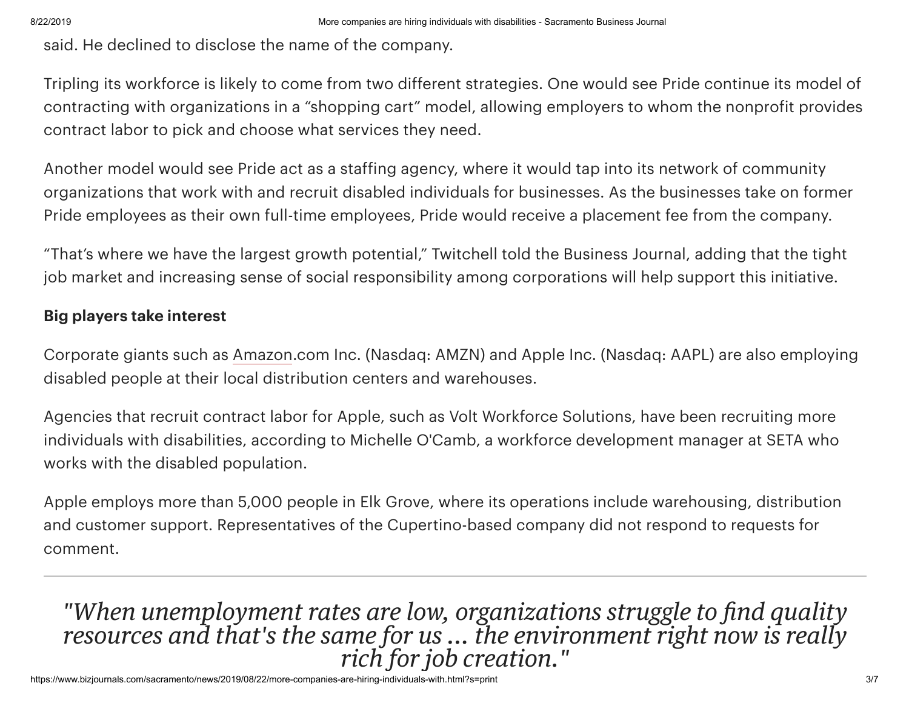said. He declined to disclose the name of the company.

Tripling its workforce is likely to come from two different strategies. One would see Pride continue its model of contracting with organizations in a “shopping cart” model, allowing employers to whom the nonprofit provides contract labor to pick and choose what services they need.

Another model would see Pride act as a staffing agency, where it would tap into its network of community organizations that work with and recruit disabled individuals for businesses. As the businesses take on former Pride employees as their own full-time employees, Pride would receive a placement fee from the company.

“That’s where we have the largest growth potential,” Twitchell told the Business Journal, adding that the tight job market and increasing sense of social responsibility among corporations will help support this initiative.

**Big players take interest**

Corporate giants such as Amazon.com Inc. (Nasdaq: AMZN) and Apple Inc. (Nasdaq: AAPL) are also employing disabled people at their local distribution centers and warehouses.

Agencies that recruit contract labor for Apple, such as Volt Workforce Solutions, have been recruiting more individuals with disabilities, according to Michelle O'Camb, a workforce development manager at SETA who works with the disabled population.

Apple employs more than 5,000 people in Elk Grove, where its operations include warehousing, distribution and customer support. Representatives of the Cupertino-based company did not respond to requests for comment.

---

*"When unemployment rates are low, organizations struggle to find quality resources and that's the same for us ... the environment right now is really rich for job creation."*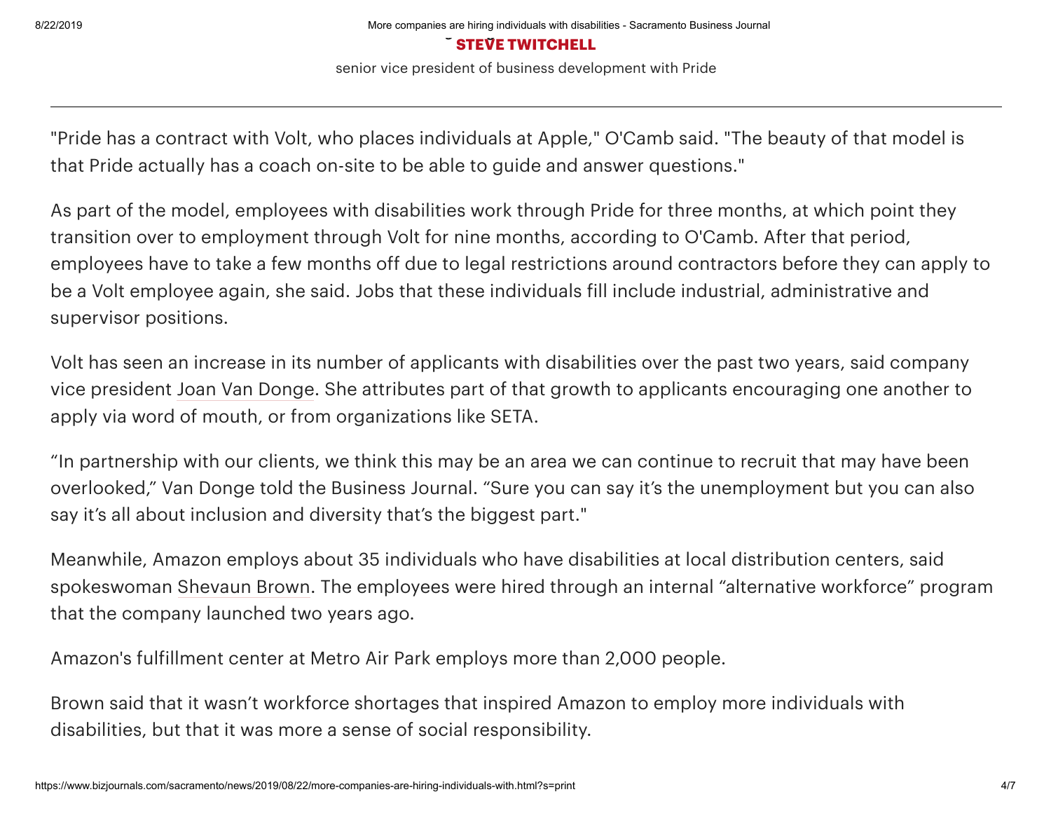**STEVE TWITCHELL**

senior vice president of business development with Pride

---

"Pride has a contract with Volt, who places individuals at Apple," O'Camb said. "The beauty of that model is that Pride actually has a coach on-site to be able to guide and answer questions."

As part of the model, employees with disabilities work through Pride for three months, at which point they transition over to employment through Volt for nine months, according to O'Camb. After that period, employees have to take a few months off due to legal restrictions around contractors before they can apply to be a Volt employee again, she said. Jobs that these individuals fill include industrial, administrative and supervisor positions.

Volt has seen an increase in its number of applicants with disabilities over the past two years, said company vice president Joan Van Donge. She attributes part of that growth to applicants encouraging one another to apply via word of mouth, or from organizations like SETA.

"In partnership with our clients, we think this may be an area we can continue to recruit that may have been overlooked," Van Donge told the Business Journal. "Sure you can say it's the unemployment but you can also say it's all about inclusion and diversity that's the biggest part."

Meanwhile, Amazon employs about 35 individuals who have disabilities at local distribution centers, said spokeswoman Shevaun Brown. The employees were hired through an internal "alternative workforce" program that the company launched two years ago.

Amazon's fulfillment center at Metro Air Park employs more than 2,000 people.

Brown said that it wasn't workforce shortages that inspired Amazon to employ more individuals with disabilities, but that it was more a sense of social responsibility.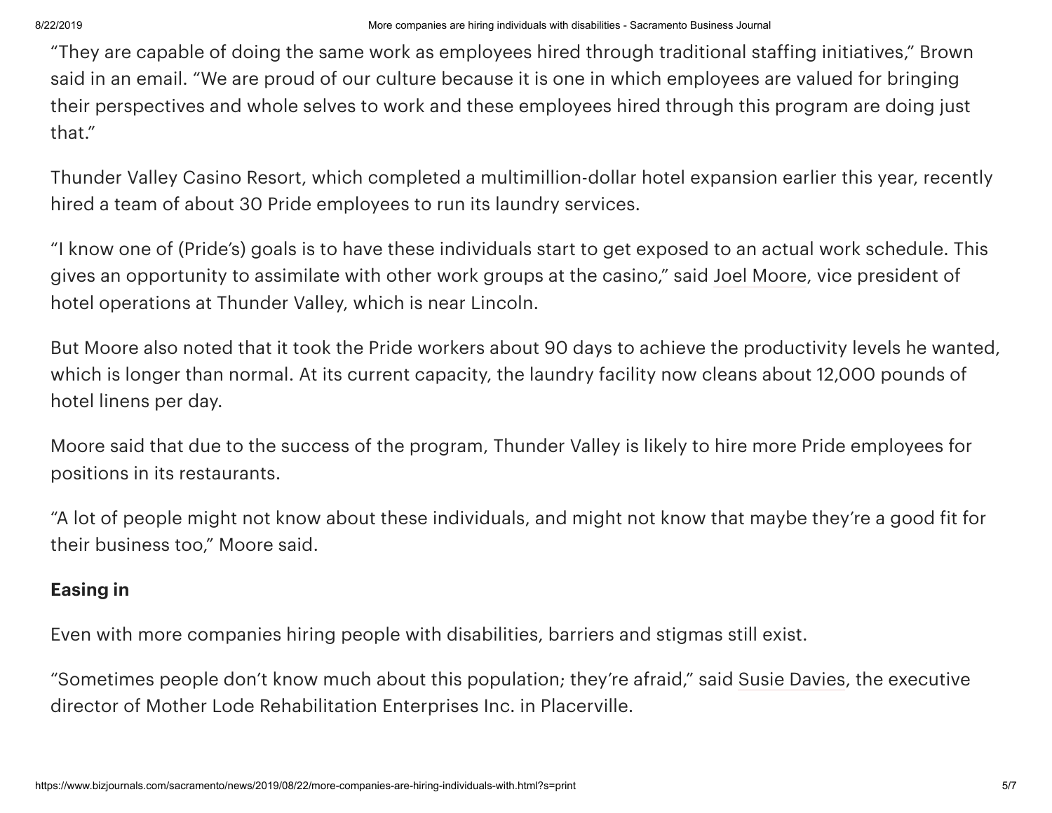"They are capable of doing the same work as employees hired through traditional staffing initiatives," Brown said in an email. "We are proud of our culture because it is one in which employees are valued for bringing their perspectives and whole selves to work and these employees hired through this program are doing just that."

Thunder Valley Casino Resort, which completed a multimillion-dollar hotel expansion earlier this year, recently hired a team of about 30 Pride employees to run its laundry services.

"I know one of (Pride's) goals is to have these individuals start to get exposed to an actual work schedule. This gives an opportunity to assimilate with other work groups at the casino," said Joel Moore, vice president of hotel operations at Thunder Valley, which is near Lincoln.

But Moore also noted that it took the Pride workers about 90 days to achieve the productivity levels he wanted, which is longer than normal. At its current capacity, the laundry facility now cleans about 12,000 pounds of hotel linens per day.

Moore said that due to the success of the program, Thunder Valley is likely to hire more Pride employees for positions in its restaurants.

"A lot of people might not know about these individuals, and might not know that maybe they're a good fit for their business too," Moore said.

**Easing in**

Even with more companies hiring people with disabilities, barriers and stigmas still exist.

"Sometimes people don't know much about this population; they're afraid," said Susie Davies, the executive director of Mother Lode Rehabilitation Enterprises Inc. in Placerville.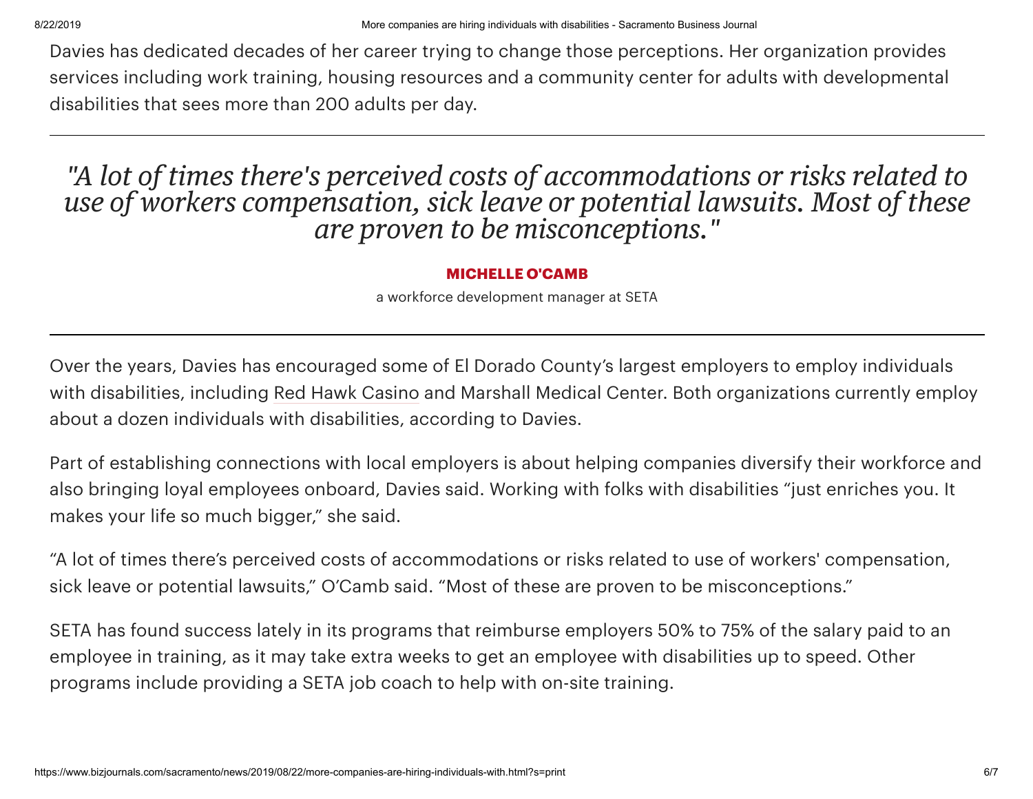Davies has dedicated decades of her career trying to change those perceptions. Her organization provides services including work training, housing resources and a community center for adults with developmental disabilities that sees more than 200 adults per day.

---

*"A lot of times there's perceived costs of accommodations or risks related to use of workers compensation, sick leave or potential lawsuits. Most of these are proven to be misconceptions."*

**MICHELLE O'CAMB**

a workforce development manager at SETA

---

Over the years, Davies has encouraged some of El Dorado County's largest employers to employ individuals with disabilities, including Red Hawk Casino and Marshall Medical Center. Both organizations currently employ about a dozen individuals with disabilities, according to Davies.

Part of establishing connections with local employers is about helping companies diversify their workforce and also bringing loyal employees onboard, Davies said. Working with folks with disabilities "just enriches you. It makes your life so much bigger," she said.

"A lot of times there's perceived costs of accommodations or risks related to use of workers' compensation, sick leave or potential lawsuits," O'Camb said. "Most of these are proven to be misconceptions."

SETA has found success lately in its programs that reimburse employers 50% to 75% of the salary paid to an employee in training, as it may take extra weeks to get an employee with disabilities up to speed. Other programs include providing a SETA job coach to help with on-site training.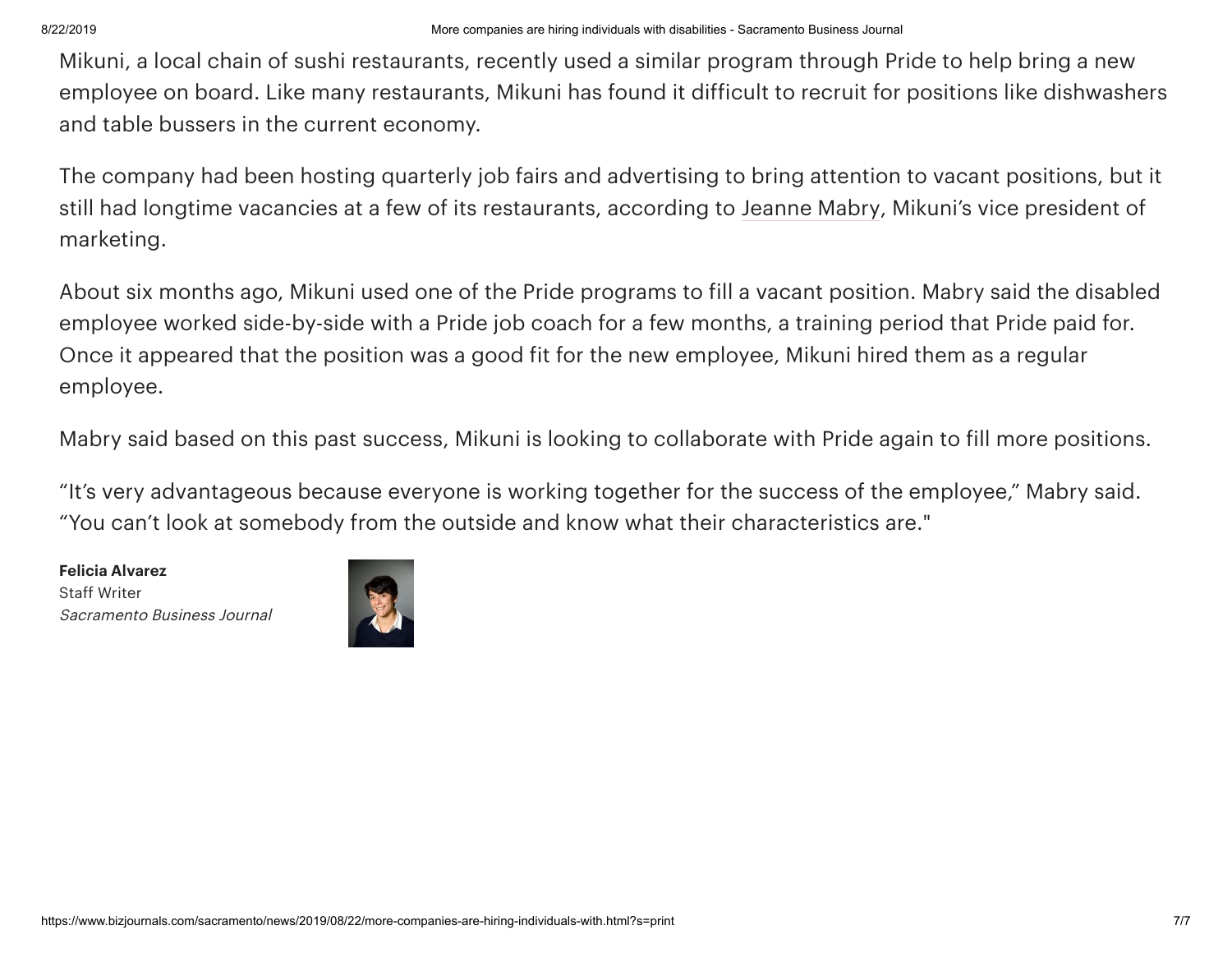Mikuni, a local chain of sushi restaurants, recently used a similar program through Pride to help bring a new employee on board. Like many restaurants, Mikuni has found it difficult to recruit for positions like dishwashers and table bussers in the current economy.

The company had been hosting quarterly job fairs and advertising to bring attention to vacant positions, but it still had longtime vacancies at a few of its restaurants, according to Jeanne Mabry, Mikuni's vice president of marketing.

About six months ago, Mikuni used one of the Pride programs to fill a vacant position. Mabry said the disabled employee worked side-by-side with a Pride job coach for a few months, a training period that Pride paid for. Once it appeared that the position was a good fit for the new employee, Mikuni hired them as a regular employee.

Mabry said based on this past success, Mikuni is looking to collaborate with Pride again to fill more positions.

"It's very advantageous because everyone is working together for the success of the employee," Mabry said. "You can't look at somebody from the outside and know what their characteristics are."

**Felicia Alvarez**
Staff Writer
*Sacramento Business Journal*